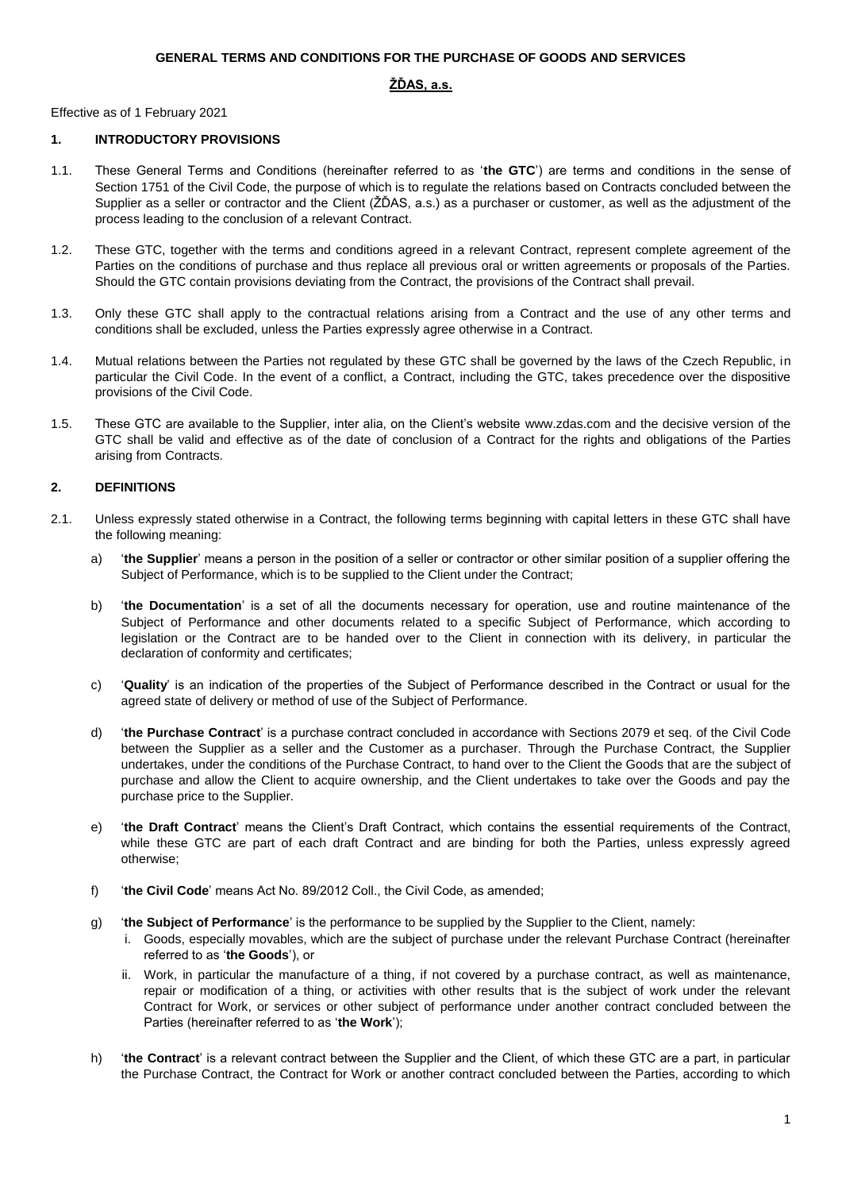**GENERAL TERMS AND CONDITIONS FOR THE PURCHASE OF GOODS AND SERVICES**

**ŽĎAS, a.s.**

Effective as of 1 February 2021

## 1. INTRODUCTORY PROVISIONS

1.1. These General Terms and Conditions (hereinafter referred to as '**the GTC**') are terms and conditions in the sense of Section 1751 of the Civil Code, the purpose of which is to regulate the relations based on Contracts concluded between the Supplier as a seller or contractor and the Client (ŽĎAS, a.s.) as a purchaser or customer, as well as the adjustment of the process leading to the conclusion of a relevant Contract.

1.2. These GTC, together with the terms and conditions agreed in a relevant Contract, represent complete agreement of the Parties on the conditions of purchase and thus replace all previous oral or written agreements or proposals of the Parties. Should the GTC contain provisions deviating from the Contract, the provisions of the Contract shall prevail.

1.3. Only these GTC shall apply to the contractual relations arising from a Contract and the use of any other terms and conditions shall be excluded, unless the Parties expressly agree otherwise in a Contract.

1.4. Mutual relations between the Parties not regulated by these GTC shall be governed by the laws of the Czech Republic, in particular the Civil Code. In the event of a conflict, a Contract, including the GTC, takes precedence over the dispositive provisions of the Civil Code.

1.5. These GTC are available to the Supplier, inter alia, on the Client's website www.zdas.com and the decisive version of the GTC shall be valid and effective as of the date of conclusion of a Contract for the rights and obligations of the Parties arising from Contracts.

## 2. DEFINITIONS

2.1. Unless expressly stated otherwise in a Contract, the following terms beginning with capital letters in these GTC shall have the following meaning:

a) '**the Supplier**' means a person in the position of a seller or contractor or other similar position of a supplier offering the Subject of Performance, which is to be supplied to the Client under the Contract;

b) '**the Documentation**' is a set of all the documents necessary for operation, use and routine maintenance of the Subject of Performance and other documents related to a specific Subject of Performance, which according to legislation or the Contract are to be handed over to the Client in connection with its delivery, in particular the declaration of conformity and certificates;

c) '**Quality**' is an indication of the properties of the Subject of Performance described in the Contract or usual for the agreed state of delivery or method of use of the Subject of Performance.

d) '**the Purchase Contract**' is a purchase contract concluded in accordance with Sections 2079 et seq. of the Civil Code between the Supplier as a seller and the Customer as a purchaser. Through the Purchase Contract, the Supplier undertakes, under the conditions of the Purchase Contract, to hand over to the Client the Goods that are the subject of purchase and allow the Client to acquire ownership, and the Client undertakes to take over the Goods and pay the purchase price to the Supplier.

e) '**the Draft Contract**' means the Client's Draft Contract, which contains the essential requirements of the Contract, while these GTC are part of each draft Contract and are binding for both the Parties, unless expressly agreed otherwise;

f) '**the Civil Code**' means Act No. 89/2012 Coll., the Civil Code, as amended;

g) '**the Subject of Performance**' is the performance to be supplied by the Supplier to the Client, namely:
   i. Goods, especially movables, which are the subject of purchase under the relevant Purchase Contract (hereinafter referred to as '**the Goods**'), or
   ii. Work, in particular the manufacture of a thing, if not covered by a purchase contract, as well as maintenance, repair or modification of a thing, or activities with other results that is the subject of work under the relevant Contract for Work, or services or other subject of performance under another contract concluded between the Parties (hereinafter referred to as '**the Work**');

h) '**the Contract**' is a relevant contract between the Supplier and the Client, of which these GTC are a part, in particular the Purchase Contract, the Contract for Work or another contract concluded between the Parties, according to which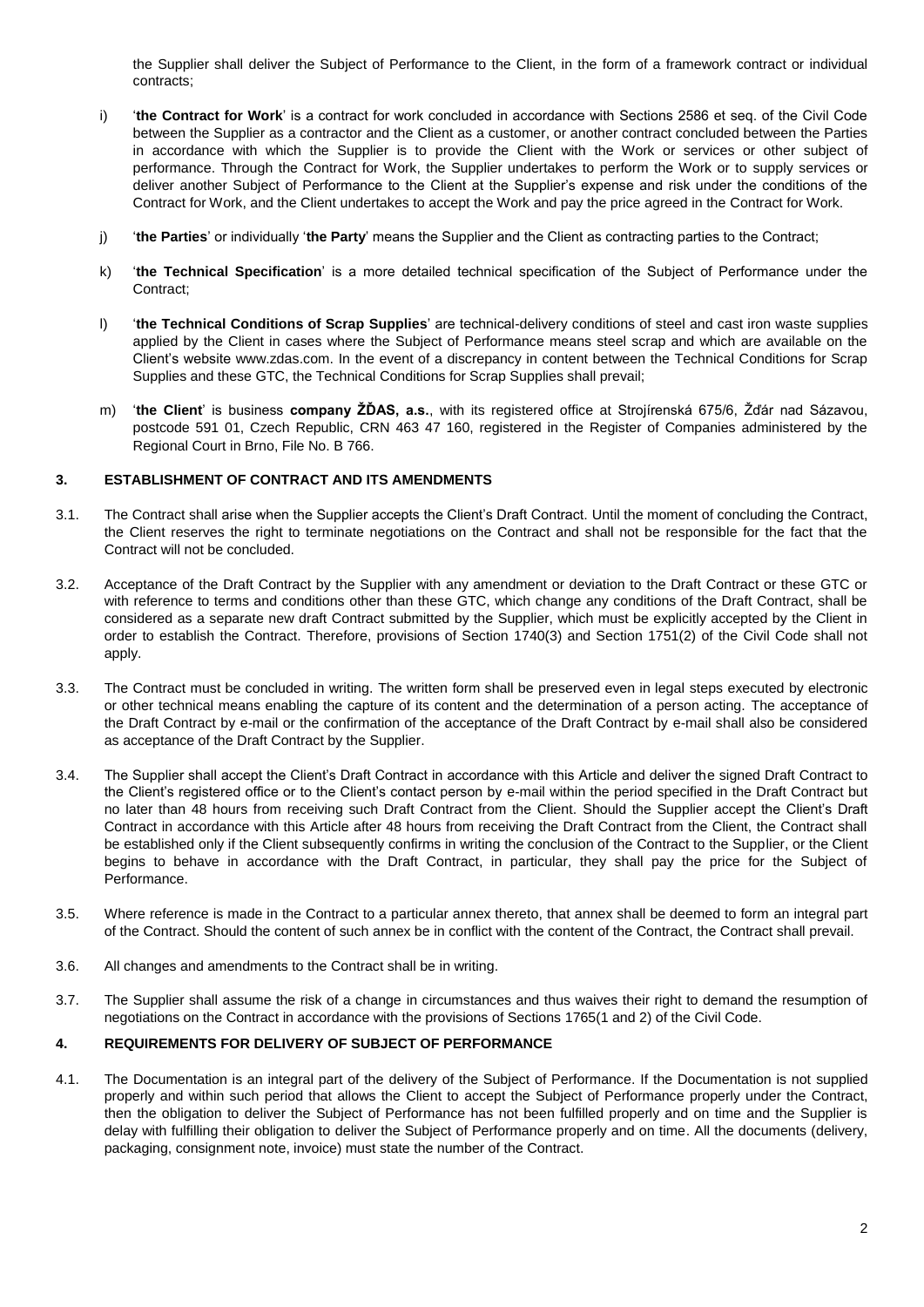the Supplier shall deliver the Subject of Performance to the Client, in the form of a framework contract or individual contracts;

i) '**the Contract for Work**' is a contract for work concluded in accordance with Sections 2586 et seq. of the Civil Code between the Supplier as a contractor and the Client as a customer, or another contract concluded between the Parties in accordance with which the Supplier is to provide the Client with the Work or services or other subject of performance. Through the Contract for Work, the Supplier undertakes to perform the Work or to supply services or deliver another Subject of Performance to the Client at the Supplier's expense and risk under the conditions of the Contract for Work, and the Client undertakes to accept the Work and pay the price agreed in the Contract for Work.

j) '**the Parties**' or individually '**the Party**' means the Supplier and the Client as contracting parties to the Contract;

k) '**the Technical Specification**' is a more detailed technical specification of the Subject of Performance under the Contract;

l) '**the Technical Conditions of Scrap Supplies**' are technical-delivery conditions of steel and cast iron waste supplies applied by the Client in cases where the Subject of Performance means steel scrap and which are available on the Client's website www.zdas.com. In the event of a discrepancy in content between the Technical Conditions for Scrap Supplies and these GTC, the Technical Conditions for Scrap Supplies shall prevail;

m) '**the Client**' is business **company ŽĎAS, a.s.**, with its registered office at Strojírenská 675/6, Žďár nad Sázavou, postcode 591 01, Czech Republic, CRN 463 47 160, registered in the Register of Companies administered by the Regional Court in Brno, File No. B 766.

## 3. ESTABLISHMENT OF CONTRACT AND ITS AMENDMENTS

3.1. The Contract shall arise when the Supplier accepts the Client's Draft Contract. Until the moment of concluding the Contract, the Client reserves the right to terminate negotiations on the Contract and shall not be responsible for the fact that the Contract will not be concluded.

3.2. Acceptance of the Draft Contract by the Supplier with any amendment or deviation to the Draft Contract or these GTC or with reference to terms and conditions other than these GTC, which change any conditions of the Draft Contract, shall be considered as a separate new draft Contract submitted by the Supplier, which must be explicitly accepted by the Client in order to establish the Contract. Therefore, provisions of Section 1740(3) and Section 1751(2) of the Civil Code shall not apply.

3.3. The Contract must be concluded in writing. The written form shall be preserved even in legal steps executed by electronic or other technical means enabling the capture of its content and the determination of a person acting. The acceptance of the Draft Contract by e-mail or the confirmation of the acceptance of the Draft Contract by e-mail shall also be considered as acceptance of the Draft Contract by the Supplier.

3.4. The Supplier shall accept the Client's Draft Contract in accordance with this Article and deliver the signed Draft Contract to the Client's registered office or to the Client's contact person by e-mail within the period specified in the Draft Contract but no later than 48 hours from receiving such Draft Contract from the Client. Should the Supplier accept the Client's Draft Contract in accordance with this Article after 48 hours from receiving the Draft Contract from the Client, the Contract shall be established only if the Client subsequently confirms in writing the conclusion of the Contract to the Supplier, or the Client begins to behave in accordance with the Draft Contract, in particular, they shall pay the price for the Subject of Performance.

3.5. Where reference is made in the Contract to a particular annex thereto, that annex shall be deemed to form an integral part of the Contract. Should the content of such annex be in conflict with the content of the Contract, the Contract shall prevail.

3.6. All changes and amendments to the Contract shall be in writing.

3.7. The Supplier shall assume the risk of a change in circumstances and thus waives their right to demand the resumption of negotiations on the Contract in accordance with the provisions of Sections 1765(1 and 2) of the Civil Code.

## 4. REQUIREMENTS FOR DELIVERY OF SUBJECT OF PERFORMANCE

4.1. The Documentation is an integral part of the delivery of the Subject of Performance. If the Documentation is not supplied properly and within such period that allows the Client to accept the Subject of Performance properly under the Contract, then the obligation to deliver the Subject of Performance has not been fulfilled properly and on time and the Supplier is delay with fulfilling their obligation to deliver the Subject of Performance properly and on time. All the documents (delivery, packaging, consignment note, invoice) must state the number of the Contract.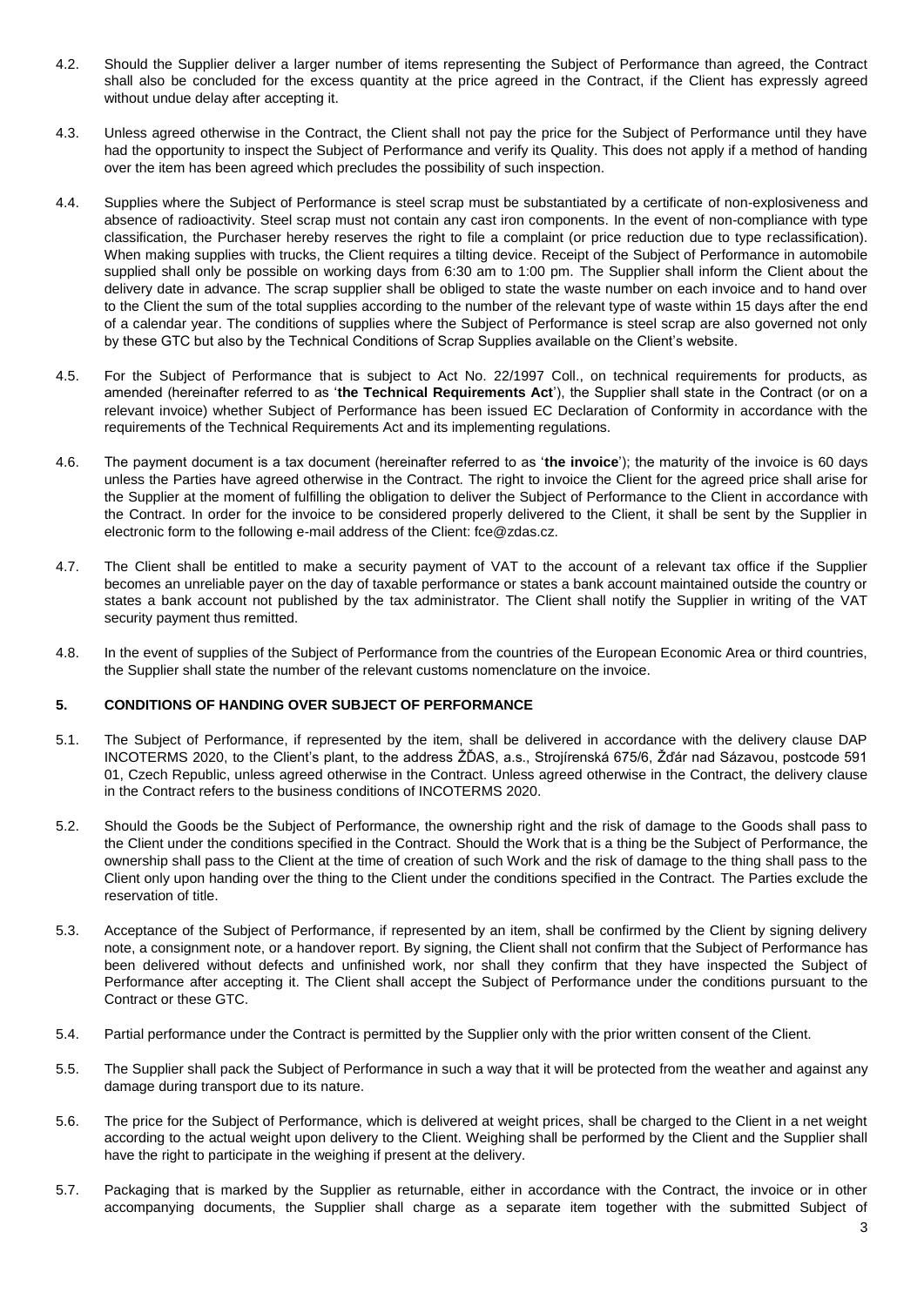4.2. Should the Supplier deliver a larger number of items representing the Subject of Performance than agreed, the Contract shall also be concluded for the excess quantity at the price agreed in the Contract, if the Client has expressly agreed without undue delay after accepting it.

4.3. Unless agreed otherwise in the Contract, the Client shall not pay the price for the Subject of Performance until they have had the opportunity to inspect the Subject of Performance and verify its Quality. This does not apply if a method of handing over the item has been agreed which precludes the possibility of such inspection.

4.4. Supplies where the Subject of Performance is steel scrap must be substantiated by a certificate of non-explosiveness and absence of radioactivity. Steel scrap must not contain any cast iron components. In the event of non-compliance with type classification, the Purchaser hereby reserves the right to file a complaint (or price reduction due to type reclassification). When making supplies with trucks, the Client requires a tilting device. Receipt of the Subject of Performance in automobile supplied shall only be possible on working days from 6:30 am to 1:00 pm. The Supplier shall inform the Client about the delivery date in advance. The scrap supplier shall be obliged to state the waste number on each invoice and to hand over to the Client the sum of the total supplies according to the number of the relevant type of waste within 15 days after the end of a calendar year. The conditions of supplies where the Subject of Performance is steel scrap are also governed not only by these GTC but also by the Technical Conditions of Scrap Supplies available on the Client's website.

4.5. For the Subject of Performance that is subject to Act No. 22/1997 Coll., on technical requirements for products, as amended (hereinafter referred to as '**the Technical Requirements Act**'), the Supplier shall state in the Contract (or on a relevant invoice) whether Subject of Performance has been issued EC Declaration of Conformity in accordance with the requirements of the Technical Requirements Act and its implementing regulations.

4.6. The payment document is a tax document (hereinafter referred to as '**the invoice**'); the maturity of the invoice is 60 days unless the Parties have agreed otherwise in the Contract. The right to invoice the Client for the agreed price shall arise for the Supplier at the moment of fulfilling the obligation to deliver the Subject of Performance to the Client in accordance with the Contract. In order for the invoice to be considered properly delivered to the Client, it shall be sent by the Supplier in electronic form to the following e-mail address of the Client: fce@zdas.cz.

4.7. The Client shall be entitled to make a security payment of VAT to the account of a relevant tax office if the Supplier becomes an unreliable payer on the day of taxable performance or states a bank account maintained outside the country or states a bank account not published by the tax administrator. The Client shall notify the Supplier in writing of the VAT security payment thus remitted.

4.8. In the event of supplies of the Subject of Performance from the countries of the European Economic Area or third countries, the Supplier shall state the number of the relevant customs nomenclature on the invoice.

## 5. CONDITIONS OF HANDING OVER SUBJECT OF PERFORMANCE

5.1. The Subject of Performance, if represented by the item, shall be delivered in accordance with the delivery clause DAP INCOTERMS 2020, to the Client's plant, to the address ŽĎAS, a.s., Strojírenská 675/6, Žďár nad Sázavou, postcode 591 01, Czech Republic, unless agreed otherwise in the Contract. Unless agreed otherwise in the Contract, the delivery clause in the Contract refers to the business conditions of INCOTERMS 2020.

5.2. Should the Goods be the Subject of Performance, the ownership right and the risk of damage to the Goods shall pass to the Client under the conditions specified in the Contract. Should the Work that is a thing be the Subject of Performance, the ownership shall pass to the Client at the time of creation of such Work and the risk of damage to the thing shall pass to the Client only upon handing over the thing to the Client under the conditions specified in the Contract. The Parties exclude the reservation of title.

5.3. Acceptance of the Subject of Performance, if represented by an item, shall be confirmed by the Client by signing delivery note, a consignment note, or a handover report. By signing, the Client shall not confirm that the Subject of Performance has been delivered without defects and unfinished work, nor shall they confirm that they have inspected the Subject of Performance after accepting it. The Client shall accept the Subject of Performance under the conditions pursuant to the Contract or these GTC.

5.4. Partial performance under the Contract is permitted by the Supplier only with the prior written consent of the Client.

5.5. The Supplier shall pack the Subject of Performance in such a way that it will be protected from the weather and against any damage during transport due to its nature.

5.6. The price for the Subject of Performance, which is delivered at weight prices, shall be charged to the Client in a net weight according to the actual weight upon delivery to the Client. Weighing shall be performed by the Client and the Supplier shall have the right to participate in the weighing if present at the delivery.

5.7. Packaging that is marked by the Supplier as returnable, either in accordance with the Contract, the invoice or in other accompanying documents, the Supplier shall charge as a separate item together with the submitted Subject of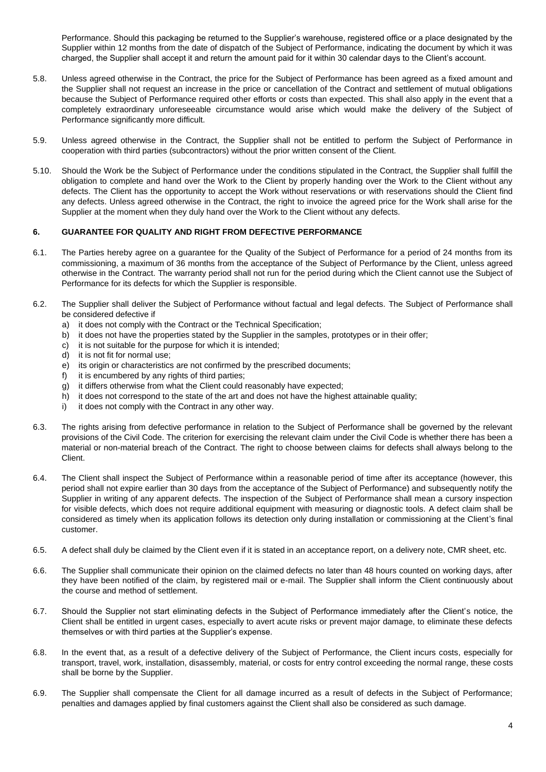Performance. Should this packaging be returned to the Supplier's warehouse, registered office or a place designated by the Supplier within 12 months from the date of dispatch of the Subject of Performance, indicating the document by which it was charged, the Supplier shall accept it and return the amount paid for it within 30 calendar days to the Client's account.

5.8. Unless agreed otherwise in the Contract, the price for the Subject of Performance has been agreed as a fixed amount and the Supplier shall not request an increase in the price or cancellation of the Contract and settlement of mutual obligations because the Subject of Performance required other efforts or costs than expected. This shall also apply in the event that a completely extraordinary unforeseeable circumstance would arise which would make the delivery of the Subject of Performance significantly more difficult.

5.9. Unless agreed otherwise in the Contract, the Supplier shall not be entitled to perform the Subject of Performance in cooperation with third parties (subcontractors) without the prior written consent of the Client.

5.10. Should the Work be the Subject of Performance under the conditions stipulated in the Contract, the Supplier shall fulfill the obligation to complete and hand over the Work to the Client by properly handing over the Work to the Client without any defects. The Client has the opportunity to accept the Work without reservations or with reservations should the Client find any defects. Unless agreed otherwise in the Contract, the right to invoice the agreed price for the Work shall arise for the Supplier at the moment when they duly hand over the Work to the Client without any defects.

## 6. GUARANTEE FOR QUALITY AND RIGHT FROM DEFECTIVE PERFORMANCE

6.1. The Parties hereby agree on a guarantee for the Quality of the Subject of Performance for a period of 24 months from its commissioning, a maximum of 36 months from the acceptance of the Subject of Performance by the Client, unless agreed otherwise in the Contract. The warranty period shall not run for the period during which the Client cannot use the Subject of Performance for its defects for which the Supplier is responsible.

6.2. The Supplier shall deliver the Subject of Performance without factual and legal defects. The Subject of Performance shall be considered defective if

a) it does not comply with the Contract or the Technical Specification;
b) it does not have the properties stated by the Supplier in the samples, prototypes or in their offer;
c) it is not suitable for the purpose for which it is intended;
d) it is not fit for normal use;
e) its origin or characteristics are not confirmed by the prescribed documents;
f) it is encumbered by any rights of third parties;
g) it differs otherwise from what the Client could reasonably have expected;
h) it does not correspond to the state of the art and does not have the highest attainable quality;
i) it does not comply with the Contract in any other way.

6.3. The rights arising from defective performance in relation to the Subject of Performance shall be governed by the relevant provisions of the Civil Code. The criterion for exercising the relevant claim under the Civil Code is whether there has been a material or non-material breach of the Contract. The right to choose between claims for defects shall always belong to the Client.

6.4. The Client shall inspect the Subject of Performance within a reasonable period of time after its acceptance (however, this period shall not expire earlier than 30 days from the acceptance of the Subject of Performance) and subsequently notify the Supplier in writing of any apparent defects. The inspection of the Subject of Performance shall mean a cursory inspection for visible defects, which does not require additional equipment with measuring or diagnostic tools. A defect claim shall be considered as timely when its application follows its detection only during installation or commissioning at the Client's final customer.

6.5. A defect shall duly be claimed by the Client even if it is stated in an acceptance report, on a delivery note, CMR sheet, etc.

6.6. The Supplier shall communicate their opinion on the claimed defects no later than 48 hours counted on working days, after they have been notified of the claim, by registered mail or e-mail. The Supplier shall inform the Client continuously about the course and method of settlement.

6.7. Should the Supplier not start eliminating defects in the Subject of Performance immediately after the Client's notice, the Client shall be entitled in urgent cases, especially to avert acute risks or prevent major damage, to eliminate these defects themselves or with third parties at the Supplier's expense.

6.8. In the event that, as a result of a defective delivery of the Subject of Performance, the Client incurs costs, especially for transport, travel, work, installation, disassembly, material, or costs for entry control exceeding the normal range, these costs shall be borne by the Supplier.

6.9. The Supplier shall compensate the Client for all damage incurred as a result of defects in the Subject of Performance; penalties and damages applied by final customers against the Client shall also be considered as such damage.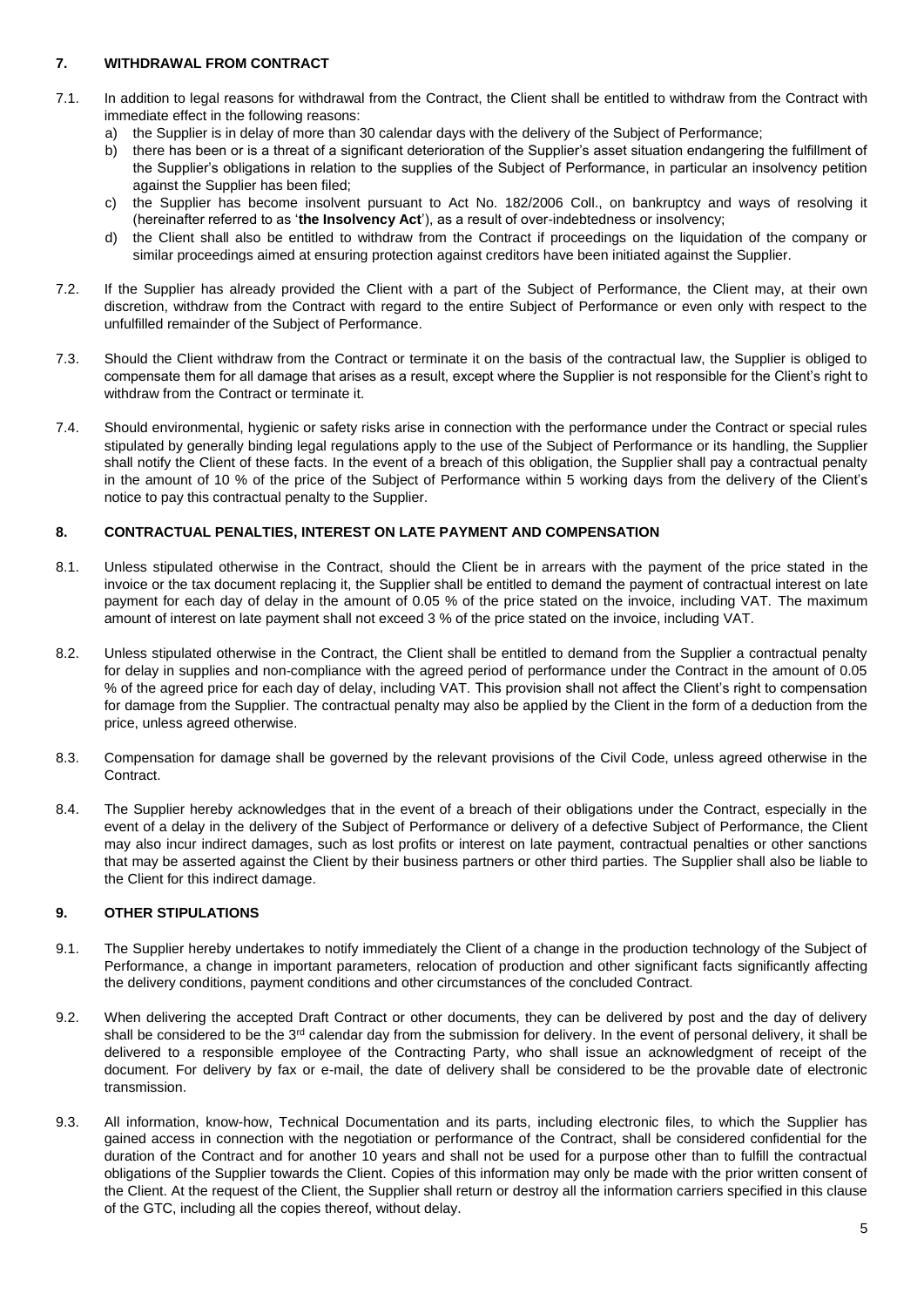## 7. WITHDRAWAL FROM CONTRACT

7.1. In addition to legal reasons for withdrawal from the Contract, the Client shall be entitled to withdraw from the Contract with immediate effect in the following reasons:

a) the Supplier is in delay of more than 30 calendar days with the delivery of the Subject of Performance;
b) there has been or is a threat of a significant deterioration of the Supplier's asset situation endangering the fulfillment of the Supplier's obligations in relation to the supplies of the Subject of Performance, in particular an insolvency petition against the Supplier has been filed;
c) the Supplier has become insolvent pursuant to Act No. 182/2006 Coll., on bankruptcy and ways of resolving it (hereinafter referred to as '**the Insolvency Act**'), as a result of over-indebtedness or insolvency;
d) the Client shall also be entitled to withdraw from the Contract if proceedings on the liquidation of the company or similar proceedings aimed at ensuring protection against creditors have been initiated against the Supplier.

7.2. If the Supplier has already provided the Client with a part of the Subject of Performance, the Client may, at their own discretion, withdraw from the Contract with regard to the entire Subject of Performance or even only with respect to the unfulfilled remainder of the Subject of Performance.

7.3. Should the Client withdraw from the Contract or terminate it on the basis of the contractual law, the Supplier is obliged to compensate them for all damage that arises as a result, except where the Supplier is not responsible for the Client's right to withdraw from the Contract or terminate it.

7.4. Should environmental, hygienic or safety risks arise in connection with the performance under the Contract or special rules stipulated by generally binding legal regulations apply to the use of the Subject of Performance or its handling, the Supplier shall notify the Client of these facts. In the event of a breach of this obligation, the Supplier shall pay a contractual penalty in the amount of 10 % of the price of the Subject of Performance within 5 working days from the delivery of the Client's notice to pay this contractual penalty to the Supplier.

## 8. CONTRACTUAL PENALTIES, INTEREST ON LATE PAYMENT AND COMPENSATION

8.1. Unless stipulated otherwise in the Contract, should the Client be in arrears with the payment of the price stated in the invoice or the tax document replacing it, the Supplier shall be entitled to demand the payment of contractual interest on late payment for each day of delay in the amount of 0.05 % of the price stated on the invoice, including VAT. The maximum amount of interest on late payment shall not exceed 3 % of the price stated on the invoice, including VAT.

8.2. Unless stipulated otherwise in the Contract, the Client shall be entitled to demand from the Supplier a contractual penalty for delay in supplies and non-compliance with the agreed period of performance under the Contract in the amount of 0.05 % of the agreed price for each day of delay, including VAT. This provision shall not affect the Client's right to compensation for damage from the Supplier. The contractual penalty may also be applied by the Client in the form of a deduction from the price, unless agreed otherwise.

8.3. Compensation for damage shall be governed by the relevant provisions of the Civil Code, unless agreed otherwise in the Contract.

8.4. The Supplier hereby acknowledges that in the event of a breach of their obligations under the Contract, especially in the event of a delay in the delivery of the Subject of Performance or delivery of a defective Subject of Performance, the Client may also incur indirect damages, such as lost profits or interest on late payment, contractual penalties or other sanctions that may be asserted against the Client by their business partners or other third parties. The Supplier shall also be liable to the Client for this indirect damage.

## 9. OTHER STIPULATIONS

9.1. The Supplier hereby undertakes to notify immediately the Client of a change in the production technology of the Subject of Performance, a change in important parameters, relocation of production and other significant facts significantly affecting the delivery conditions, payment conditions and other circumstances of the concluded Contract.

9.2. When delivering the accepted Draft Contract or other documents, they can be delivered by post and the day of delivery shall be considered to be the 3rd calendar day from the submission for delivery. In the event of personal delivery, it shall be delivered to a responsible employee of the Contracting Party, who shall issue an acknowledgment of receipt of the document. For delivery by fax or e-mail, the date of delivery shall be considered to be the provable date of electronic transmission.

9.3. All information, know-how, Technical Documentation and its parts, including electronic files, to which the Supplier has gained access in connection with the negotiation or performance of the Contract, shall be considered confidential for the duration of the Contract and for another 10 years and shall not be used for a purpose other than to fulfill the contractual obligations of the Supplier towards the Client. Copies of this information may only be made with the prior written consent of the Client. At the request of the Client, the Supplier shall return or destroy all the information carriers specified in this clause of the GTC, including all the copies thereof, without delay.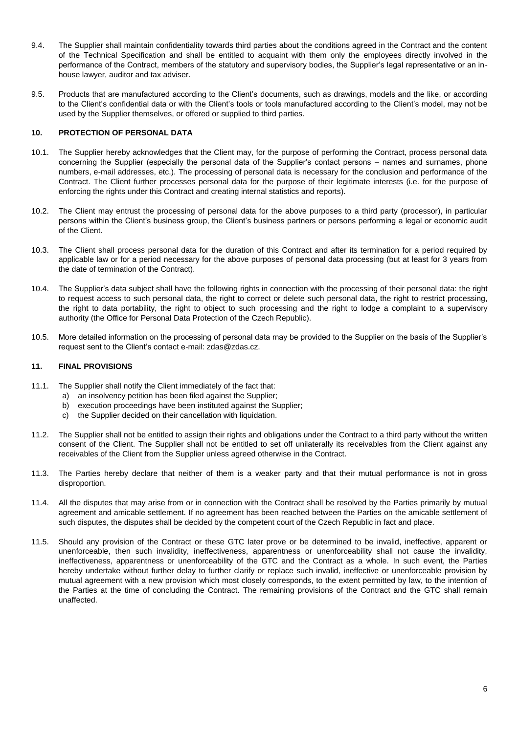9.4. The Supplier shall maintain confidentiality towards third parties about the conditions agreed in the Contract and the content of the Technical Specification and shall be entitled to acquaint with them only the employees directly involved in the performance of the Contract, members of the statutory and supervisory bodies, the Supplier's legal representative or an in-house lawyer, auditor and tax adviser.

9.5. Products that are manufactured according to the Client's documents, such as drawings, models and the like, or according to the Client's confidential data or with the Client's tools or tools manufactured according to the Client's model, may not be used by the Supplier themselves, or offered or supplied to third parties.

## 10. PROTECTION OF PERSONAL DATA

10.1. The Supplier hereby acknowledges that the Client may, for the purpose of performing the Contract, process personal data concerning the Supplier (especially the personal data of the Supplier's contact persons – names and surnames, phone numbers, e-mail addresses, etc.). The processing of personal data is necessary for the conclusion and performance of the Contract. The Client further processes personal data for the purpose of their legitimate interests (i.e. for the purpose of enforcing the rights under this Contract and creating internal statistics and reports).

10.2. The Client may entrust the processing of personal data for the above purposes to a third party (processor), in particular persons within the Client's business group, the Client's business partners or persons performing a legal or economic audit of the Client.

10.3. The Client shall process personal data for the duration of this Contract and after its termination for a period required by applicable law or for a period necessary for the above purposes of personal data processing (but at least for 3 years from the date of termination of the Contract).

10.4. The Supplier's data subject shall have the following rights in connection with the processing of their personal data: the right to request access to such personal data, the right to correct or delete such personal data, the right to restrict processing, the right to data portability, the right to object to such processing and the right to lodge a complaint to a supervisory authority (the Office for Personal Data Protection of the Czech Republic).

10.5. More detailed information on the processing of personal data may be provided to the Supplier on the basis of the Supplier's request sent to the Client's contact e-mail: zdas@zdas.cz.

## 11. FINAL PROVISIONS

11.1. The Supplier shall notify the Client immediately of the fact that:
  a) an insolvency petition has been filed against the Supplier;
  b) execution proceedings have been instituted against the Supplier;
  c) the Supplier decided on their cancellation with liquidation.

11.2. The Supplier shall not be entitled to assign their rights and obligations under the Contract to a third party without the written consent of the Client. The Supplier shall not be entitled to set off unilaterally its receivables from the Client against any receivables of the Client from the Supplier unless agreed otherwise in the Contract.

11.3. The Parties hereby declare that neither of them is a weaker party and that their mutual performance is not in gross disproportion.

11.4. All the disputes that may arise from or in connection with the Contract shall be resolved by the Parties primarily by mutual agreement and amicable settlement. If no agreement has been reached between the Parties on the amicable settlement of such disputes, the disputes shall be decided by the competent court of the Czech Republic in fact and place.

11.5. Should any provision of the Contract or these GTC later prove or be determined to be invalid, ineffective, apparent or unenforceable, then such invalidity, ineffectiveness, apparentness or unenforceability shall not cause the invalidity, ineffectiveness, apparentness or unenforceability of the GTC and the Contract as a whole. In such event, the Parties hereby undertake without further delay to further clarify or replace such invalid, ineffective or unenforceable provision by mutual agreement with a new provision which most closely corresponds, to the extent permitted by law, to the intention of the Parties at the time of concluding the Contract. The remaining provisions of the Contract and the GTC shall remain unaffected.